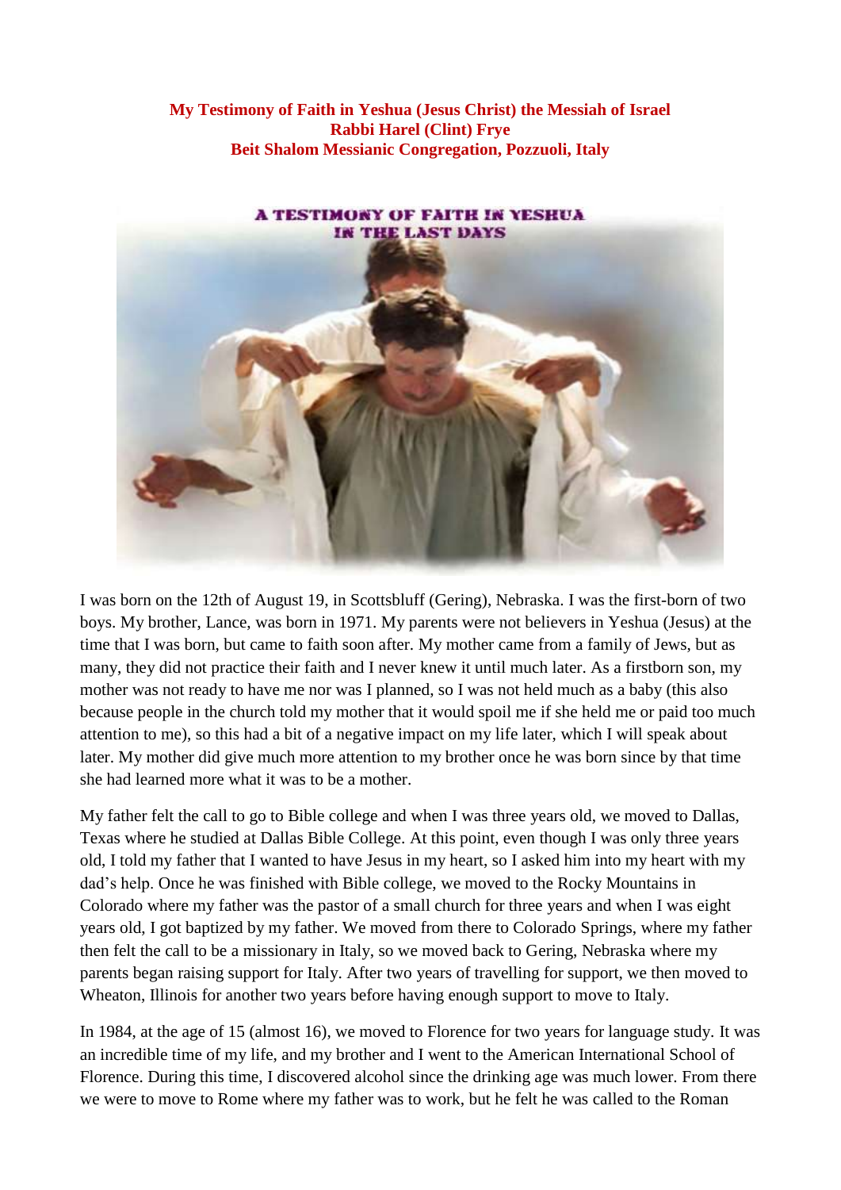**My Testimony of Faith in Yeshua (Jesus Christ) the Messiah of Israel**
**Rabbi Harel (Clint) Frye**
**Beit Shalom Messianic Congregation, Pozzuoli, Italy**

I was born on the 12th of August 19, in Scottsbluff (Gering), Nebraska. I was the first-born of two boys. My brother, Lance, was born in 1971. My parents were not believers in Yeshua (Jesus) at the time that I was born, but came to faith soon after. My mother came from a family of Jews, but as many, they did not practice their faith and I never knew it until much later. As a firstborn son, my mother was not ready to have me nor was I planned, so I was not held much as a baby (this also because people in the church told my mother that it would spoil me if she held me or paid too much attention to me), so this had a bit of a negative impact on my life later, which I will speak about later. My mother did give much more attention to my brother once he was born since by that time she had learned more what it was to be a mother.

My father felt the call to go to Bible college and when I was three years old, we moved to Dallas, Texas where he studied at Dallas Bible College. At this point, even though I was only three years old, I told my father that I wanted to have Jesus in my heart, so I asked him into my heart with my dad's help. Once he was finished with Bible college, we moved to the Rocky Mountains in Colorado where my father was the pastor of a small church for three years and when I was eight years old, I got baptized by my father. We moved from there to Colorado Springs, where my father then felt the call to be a missionary in Italy, so we moved back to Gering, Nebraska where my parents began raising support for Italy. After two years of travelling for support, we then moved to Wheaton, Illinois for another two years before having enough support to move to Italy.

In 1984, at the age of 15 (almost 16), we moved to Florence for two years for language study. It was an incredible time of my life, and my brother and I went to the American International School of Florence. During this time, I discovered alcohol since the drinking age was much lower. From there we were to move to Rome where my father was to work, but he felt he was called to the Roman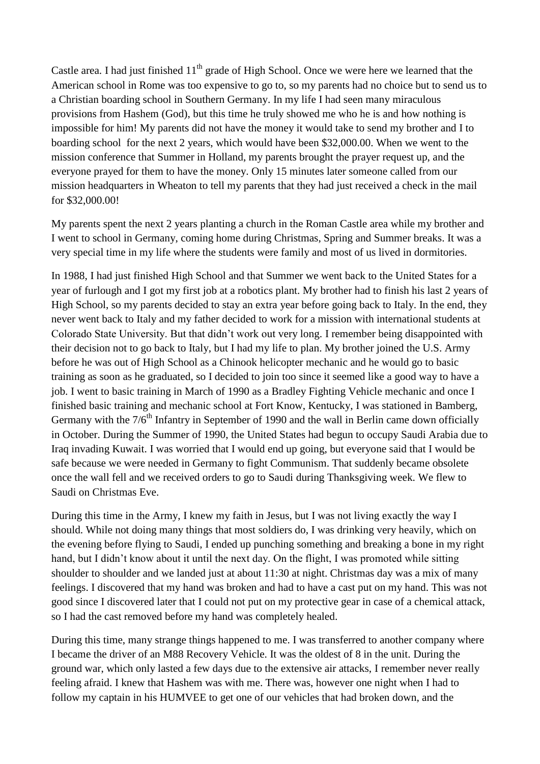Castle area. I had just finished 11th grade of High School. Once we were here we learned that the American school in Rome was too expensive to go to, so my parents had no choice but to send us to a Christian boarding school in Southern Germany. In my life I had seen many miraculous provisions from Hashem (God), but this time he truly showed me who he is and how nothing is impossible for him! My parents did not have the money it would take to send my brother and I to boarding school for the next 2 years, which would have been $32,000.00. When we went to the mission conference that Summer in Holland, my parents brought the prayer request up, and the everyone prayed for them to have the money. Only 15 minutes later someone called from our mission headquarters in Wheaton to tell my parents that they had just received a check in the mail for $32,000.00!

My parents spent the next 2 years planting a church in the Roman Castle area while my brother and I went to school in Germany, coming home during Christmas, Spring and Summer breaks. It was a very special time in my life where the students were family and most of us lived in dormitories.

In 1988, I had just finished High School and that Summer we went back to the United States for a year of furlough and I got my first job at a robotics plant. My brother had to finish his last 2 years of High School, so my parents decided to stay an extra year before going back to Italy. In the end, they never went back to Italy and my father decided to work for a mission with international students at Colorado State University. But that didn't work out very long. I remember being disappointed with their decision not to go back to Italy, but I had my life to plan. My brother joined the U.S. Army before he was out of High School as a Chinook helicopter mechanic and he would go to basic training as soon as he graduated, so I decided to join too since it seemed like a good way to have a job. I went to basic training in March of 1990 as a Bradley Fighting Vehicle mechanic and once I finished basic training and mechanic school at Fort Know, Kentucky, I was stationed in Bamberg, Germany with the 7/6th Infantry in September of 1990 and the wall in Berlin came down officially in October. During the Summer of 1990, the United States had begun to occupy Saudi Arabia due to Iraq invading Kuwait. I was worried that I would end up going, but everyone said that I would be safe because we were needed in Germany to fight Communism. That suddenly became obsolete once the wall fell and we received orders to go to Saudi during Thanksgiving week. We flew to Saudi on Christmas Eve.

During this time in the Army, I knew my faith in Jesus, but I was not living exactly the way I should. While not doing many things that most soldiers do, I was drinking very heavily, which on the evening before flying to Saudi, I ended up punching something and breaking a bone in my right hand, but I didn't know about it until the next day. On the flight, I was promoted while sitting shoulder to shoulder and we landed just at about 11:30 at night. Christmas day was a mix of many feelings. I discovered that my hand was broken and had to have a cast put on my hand. This was not good since I discovered later that I could not put on my protective gear in case of a chemical attack, so I had the cast removed before my hand was completely healed.

During this time, many strange things happened to me. I was transferred to another company where I became the driver of an M88 Recovery Vehicle. It was the oldest of 8 in the unit. During the ground war, which only lasted a few days due to the extensive air attacks, I remember never really feeling afraid. I knew that Hashem was with me. There was, however one night when I had to follow my captain in his HUMVEE to get one of our vehicles that had broken down, and the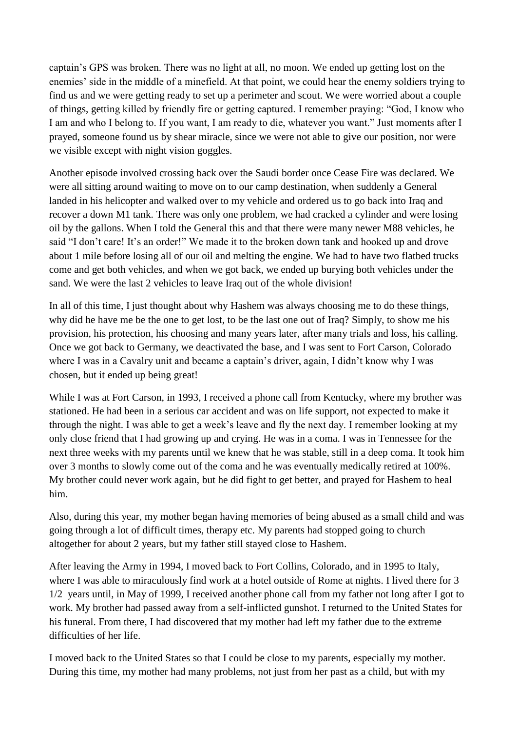captain's GPS was broken. There was no light at all, no moon. We ended up getting lost on the enemies' side in the middle of a minefield. At that point, we could hear the enemy soldiers trying to find us and we were getting ready to set up a perimeter and scout. We were worried about a couple of things, getting killed by friendly fire or getting captured. I remember praying: "God, I know who I am and who I belong to. If you want, I am ready to die, whatever you want." Just moments after I prayed, someone found us by shear miracle, since we were not able to give our position, nor were we visible except with night vision goggles.

Another episode involved crossing back over the Saudi border once Cease Fire was declared. We were all sitting around waiting to move on to our camp destination, when suddenly a General landed in his helicopter and walked over to my vehicle and ordered us to go back into Iraq and recover a down M1 tank. There was only one problem, we had cracked a cylinder and were losing oil by the gallons. When I told the General this and that there were many newer M88 vehicles, he said "I don't care! It's an order!" We made it to the broken down tank and hooked up and drove about 1 mile before losing all of our oil and melting the engine. We had to have two flatbed trucks come and get both vehicles, and when we got back, we ended up burying both vehicles under the sand. We were the last 2 vehicles to leave Iraq out of the whole division!

In all of this time, I just thought about why Hashem was always choosing me to do these things, why did he have me be the one to get lost, to be the last one out of Iraq? Simply, to show me his provision, his protection, his choosing and many years later, after many trials and loss, his calling. Once we got back to Germany, we deactivated the base, and I was sent to Fort Carson, Colorado where I was in a Cavalry unit and became a captain's driver, again, I didn't know why I was chosen, but it ended up being great!

While I was at Fort Carson, in 1993, I received a phone call from Kentucky, where my brother was stationed. He had been in a serious car accident and was on life support, not expected to make it through the night. I was able to get a week's leave and fly the next day. I remember looking at my only close friend that I had growing up and crying. He was in a coma. I was in Tennessee for the next three weeks with my parents until we knew that he was stable, still in a deep coma. It took him over 3 months to slowly come out of the coma and he was eventually medically retired at 100%. My brother could never work again, but he did fight to get better, and prayed for Hashem to heal him.

Also, during this year, my mother began having memories of being abused as a small child and was going through a lot of difficult times, therapy etc. My parents had stopped going to church altogether for about 2 years, but my father still stayed close to Hashem.

After leaving the Army in 1994, I moved back to Fort Collins, Colorado, and in 1995 to Italy, where I was able to miraculously find work at a hotel outside of Rome at nights. I lived there for 3 1/2 years until, in May of 1999, I received another phone call from my father not long after I got to work. My brother had passed away from a self-inflicted gunshot. I returned to the United States for his funeral. From there, I had discovered that my mother had left my father due to the extreme difficulties of her life.

I moved back to the United States so that I could be close to my parents, especially my mother. During this time, my mother had many problems, not just from her past as a child, but with my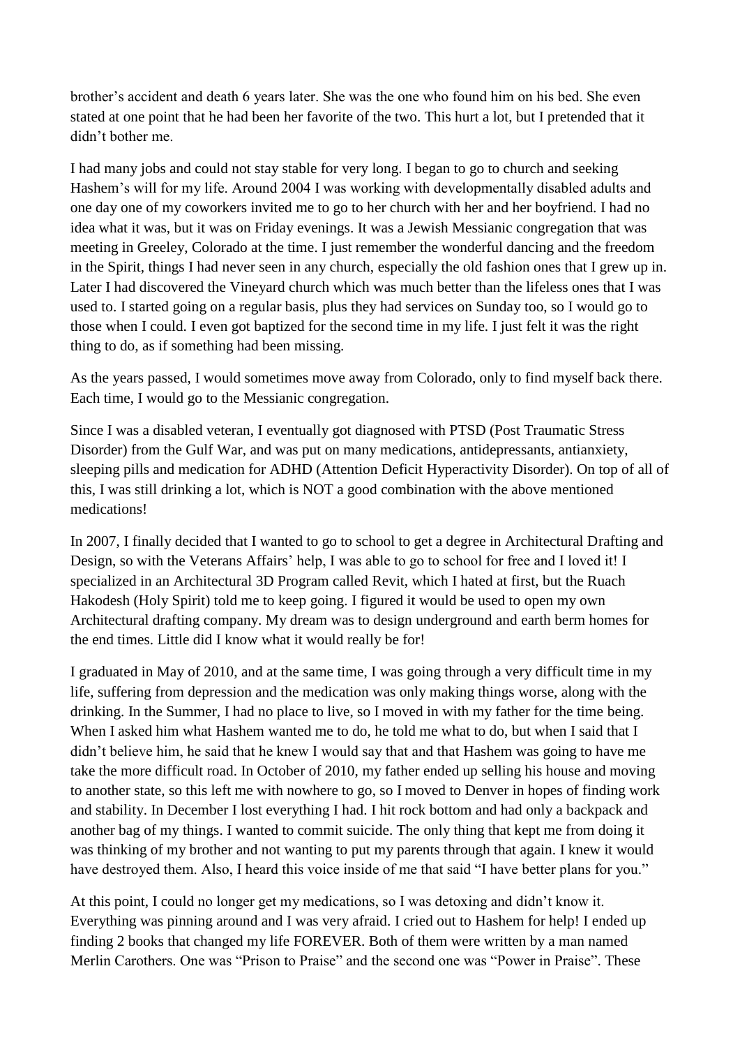brother's accident and death 6 years later. She was the one who found him on his bed. She even stated at one point that he had been her favorite of the two. This hurt a lot, but I pretended that it didn't bother me.

I had many jobs and could not stay stable for very long. I began to go to church and seeking Hashem's will for my life. Around 2004 I was working with developmentally disabled adults and one day one of my coworkers invited me to go to her church with her and her boyfriend. I had no idea what it was, but it was on Friday evenings. It was a Jewish Messianic congregation that was meeting in Greeley, Colorado at the time. I just remember the wonderful dancing and the freedom in the Spirit, things I had never seen in any church, especially the old fashion ones that I grew up in. Later I had discovered the Vineyard church which was much better than the lifeless ones that I was used to. I started going on a regular basis, plus they had services on Sunday too, so I would go to those when I could. I even got baptized for the second time in my life. I just felt it was the right thing to do, as if something had been missing.

As the years passed, I would sometimes move away from Colorado, only to find myself back there. Each time, I would go to the Messianic congregation.

Since I was a disabled veteran, I eventually got diagnosed with PTSD (Post Traumatic Stress Disorder) from the Gulf War, and was put on many medications, antidepressants, antianxiety, sleeping pills and medication for ADHD (Attention Deficit Hyperactivity Disorder). On top of all of this, I was still drinking a lot, which is NOT a good combination with the above mentioned medications!

In 2007, I finally decided that I wanted to go to school to get a degree in Architectural Drafting and Design, so with the Veterans Affairs' help, I was able to go to school for free and I loved it! I specialized in an Architectural 3D Program called Revit, which I hated at first, but the Ruach Hakodesh (Holy Spirit) told me to keep going. I figured it would be used to open my own Architectural drafting company. My dream was to design underground and earth berm homes for the end times. Little did I know what it would really be for!

I graduated in May of 2010, and at the same time, I was going through a very difficult time in my life, suffering from depression and the medication was only making things worse, along with the drinking. In the Summer, I had no place to live, so I moved in with my father for the time being. When I asked him what Hashem wanted me to do, he told me what to do, but when I said that I didn't believe him, he said that he knew I would say that and that Hashem was going to have me take the more difficult road. In October of 2010, my father ended up selling his house and moving to another state, so this left me with nowhere to go, so I moved to Denver in hopes of finding work and stability. In December I lost everything I had. I hit rock bottom and had only a backpack and another bag of my things. I wanted to commit suicide. The only thing that kept me from doing it was thinking of my brother and not wanting to put my parents through that again. I knew it would have destroyed them. Also, I heard this voice inside of me that said "I have better plans for you."

At this point, I could no longer get my medications, so I was detoxing and didn't know it. Everything was pinning around and I was very afraid. I cried out to Hashem for help! I ended up finding 2 books that changed my life FOREVER. Both of them were written by a man named Merlin Carothers. One was "Prison to Praise" and the second one was "Power in Praise". These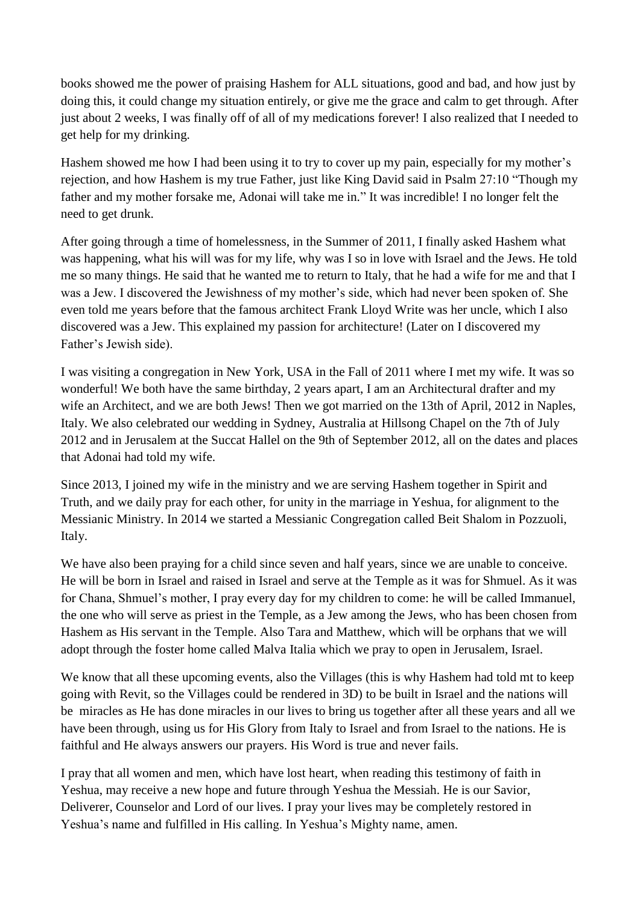books showed me the power of praising Hashem for ALL situations, good and bad, and how just by doing this, it could change my situation entirely, or give me the grace and calm to get through. After just about 2 weeks, I was finally off of all of my medications forever! I also realized that I needed to get help for my drinking.

Hashem showed me how I had been using it to try to cover up my pain, especially for my mother's rejection, and how Hashem is my true Father, just like King David said in Psalm 27:10 "Though my father and my mother forsake me, Adonai will take me in." It was incredible! I no longer felt the need to get drunk.

After going through a time of homelessness, in the Summer of 2011, I finally asked Hashem what was happening, what his will was for my life, why was I so in love with Israel and the Jews. He told me so many things. He said that he wanted me to return to Italy, that he had a wife for me and that I was a Jew. I discovered the Jewishness of my mother's side, which had never been spoken of. She even told me years before that the famous architect Frank Lloyd Write was her uncle, which I also discovered was a Jew. This explained my passion for architecture! (Later on I discovered my Father's Jewish side).

I was visiting a congregation in New York, USA in the Fall of 2011 where I met my wife. It was so wonderful! We both have the same birthday, 2 years apart, I am an Architectural drafter and my wife an Architect, and we are both Jews! Then we got married on the 13th of April, 2012 in Naples, Italy. We also celebrated our wedding in Sydney, Australia at Hillsong Chapel on the 7th of July 2012 and in Jerusalem at the Succat Hallel on the 9th of September 2012, all on the dates and places that Adonai had told my wife.

Since 2013, I joined my wife in the ministry and we are serving Hashem together in Spirit and Truth, and we daily pray for each other, for unity in the marriage in Yeshua, for alignment to the Messianic Ministry. In 2014 we started a Messianic Congregation called Beit Shalom in Pozzuoli, Italy.

We have also been praying for a child since seven and half years, since we are unable to conceive. He will be born in Israel and raised in Israel and serve at the Temple as it was for Shmuel. As it was for Chana, Shmuel's mother, I pray every day for my children to come: he will be called Immanuel, the one who will serve as priest in the Temple, as a Jew among the Jews, who has been chosen from Hashem as His servant in the Temple. Also Tara and Matthew, which will be orphans that we will adopt through the foster home called Malva Italia which we pray to open in Jerusalem, Israel.

We know that all these upcoming events, also the Villages (this is why Hashem had told mt to keep going with Revit, so the Villages could be rendered in 3D) to be built in Israel and the nations will be miracles as He has done miracles in our lives to bring us together after all these years and all we have been through, using us for His Glory from Italy to Israel and from Israel to the nations. He is faithful and He always answers our prayers. His Word is true and never fails.

I pray that all women and men, which have lost heart, when reading this testimony of faith in Yeshua, may receive a new hope and future through Yeshua the Messiah. He is our Savior, Deliverer, Counselor and Lord of our lives. I pray your lives may be completely restored in Yeshua's name and fulfilled in His calling. In Yeshua's Mighty name, amen.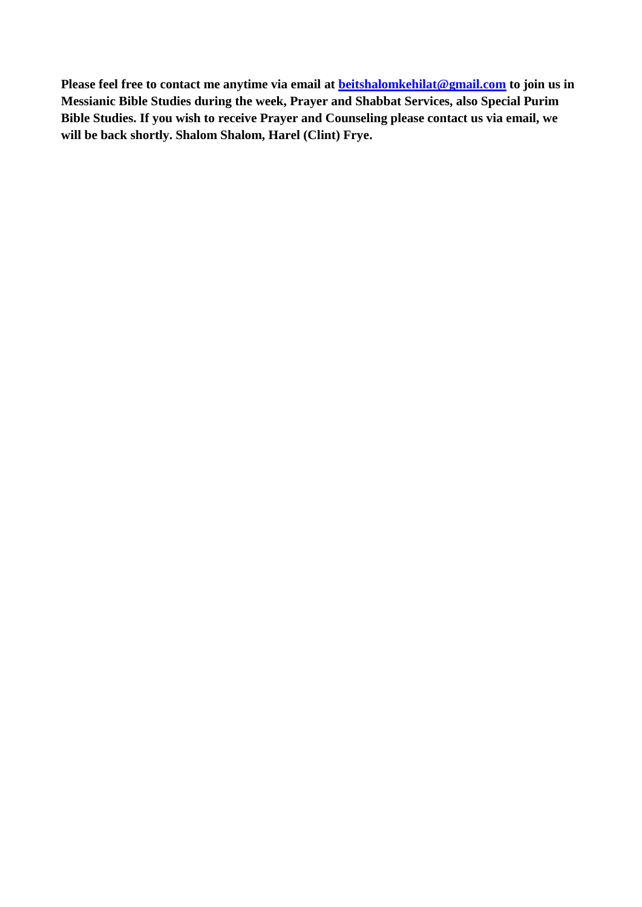**Please feel free to contact me anytime via email at [beitshalomkehilat@gmail.com](mailto:beitshalomkehilat@gmail.com) to join us in Messianic Bible Studies during the week, Prayer and Shabbat Services, also Special Purim Bible Studies. If you wish to receive Prayer and Counseling please contact us via email, we will be back shortly. Shalom Shalom, Harel (Clint) Frye.**